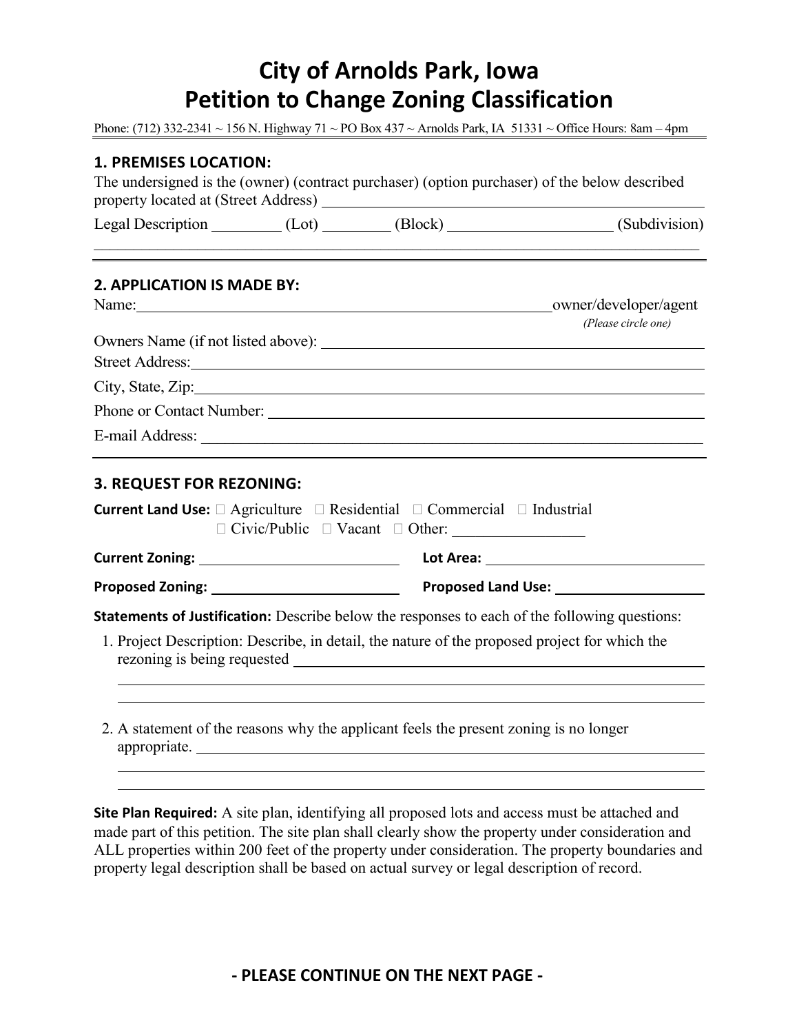# City of Arnolds Park, Iowa
# Petition to Change Zoning Classification

Phone: (712) 332-2341 ~ 156 N. Highway 71 ~ PO Box 437 ~ Arnolds Park, IA 51331 ~ Office Hours: 8am – 4pm

### 1. PREMISES LOCATION:

The undersigned is the (owner) (contract purchaser) (option purchaser) of the below described property located at (Street Address) ______________________________

Legal Description _________ (Lot) _________ (Block) _____________________ (Subdivision)

______________________________________________________________________

### 2. APPLICATION IS MADE BY:

Name: ______________________________________________ owner/developer/agent

*(Please circle one)*

Owners Name (if not listed above): ______________________________

Street Address: ______________________________

City, State, Zip: ______________________________

Phone or Contact Number: ______________________________

E-mail Address: ______________________________

### 3. REQUEST FOR REZONING:

**Current Land Use:** ☐ Agriculture ☐ Residential ☐ Commercial ☐ Industrial
☐ Civic/Public ☐ Vacant ☐ Other: _________________

**Current Zoning:** ___________________________ **Lot Area:** ___________________________

**Proposed Zoning:** _________________________ **Proposed Land Use:** ____________________

**Statements of Justification:** Describe below the responses to each of the following questions:

1. Project Description: Describe, in detail, the nature of the proposed project for which the rezoning is being requested ______________________________
______________________________________________________________________
______________________________________________________________________

2. A statement of the reasons why the applicant feels the present zoning is no longer appropriate. ______________________________
______________________________________________________________________
______________________________________________________________________

**Site Plan Required:** A site plan, identifying all proposed lots and access must be attached and made part of this petition. The site plan shall clearly show the property under consideration and ALL properties within 200 feet of the property under consideration. The property boundaries and property legal description shall be based on actual survey or legal description of record.

**- PLEASE CONTINUE ON THE NEXT PAGE -**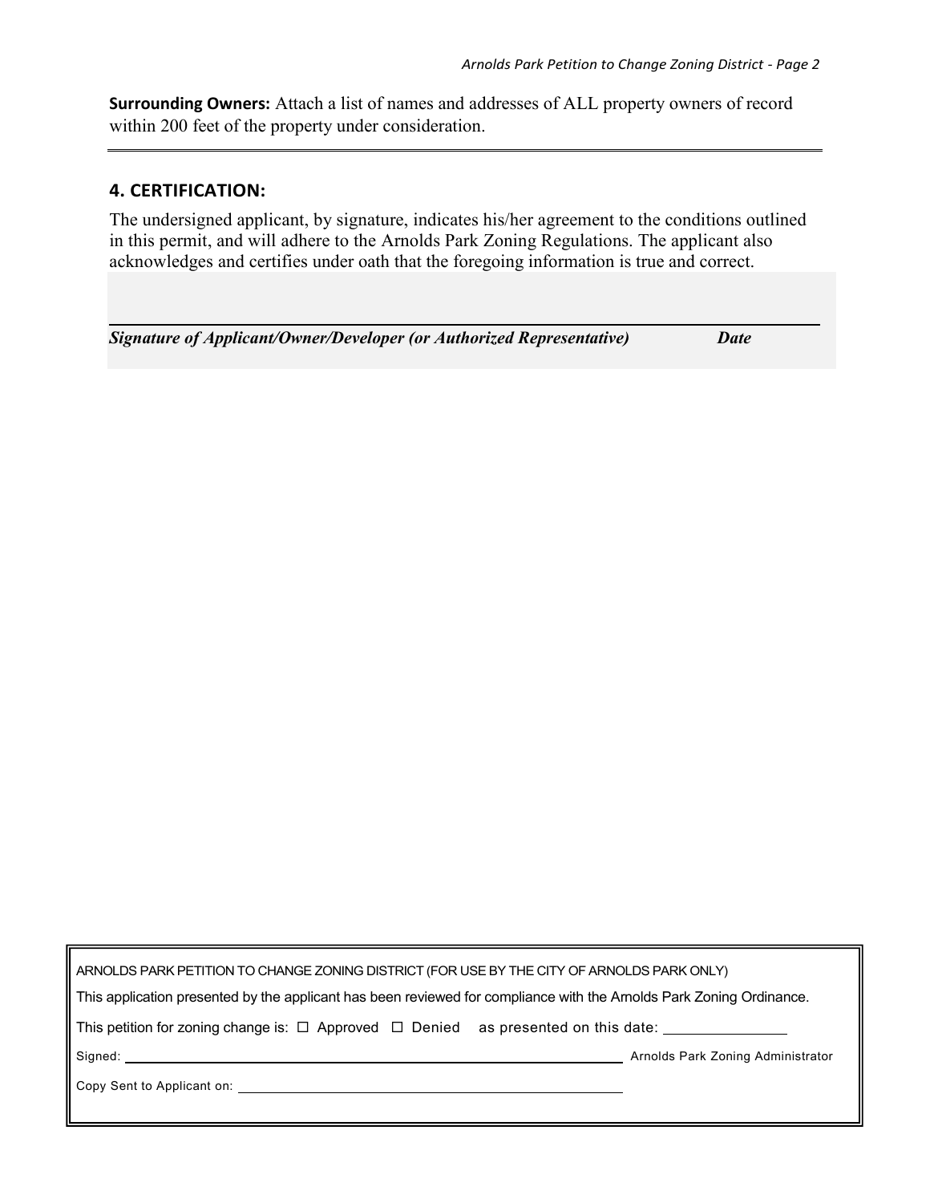**Surrounding Owners:** Attach a list of names and addresses of ALL property owners of record within 200 feet of the property under consideration.

---

## 4. CERTIFICATION:

The undersigned applicant, by signature, indicates his/her agreement to the conditions outlined in this permit, and will adhere to the Arnolds Park Zoning Regulations. The applicant also acknowledges and certifies under oath that the foregoing information is true and correct.

______________________________________________________________________

***Signature of Applicant/Owner/Developer (or Authorized Representative)*** ***Date***

---

ARNOLDS PARK PETITION TO CHANGE ZONING DISTRICT (FOR USE BY THE CITY OF ARNOLDS PARK ONLY)

This application presented by the applicant has been reviewed for compliance with the Arnolds Park Zoning Ordinance.

This petition for zoning change is: ☐ Approved ☐ Denied as presented on this date: ________________

Signed: ______________________________________________ Arnolds Park Zoning Administrator

Copy Sent to Applicant on: ______________________________________